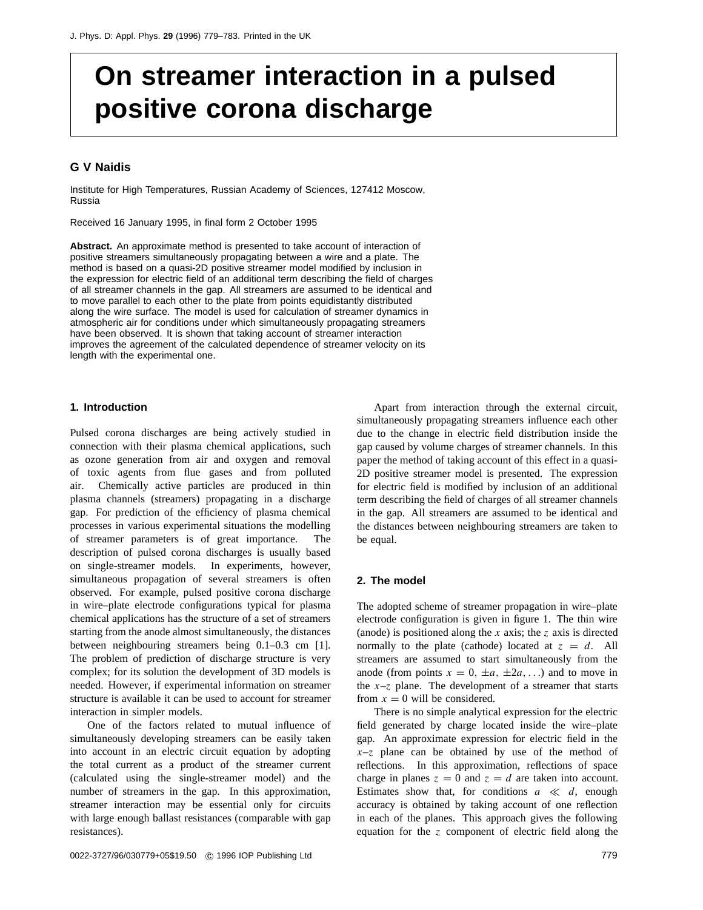# On streamer interaction in a pulsed positive corona discharge

**G V Naidis**

Institute for High Temperatures, Russian Academy of Sciences, 127412 Moscow, Russia

Received 16 January 1995, in final form 2 October 1995

**Abstract.** An approximate method is presented to take account of interaction of positive streamers simultaneously propagating between a wire and a plate. The method is based on a quasi-2D positive streamer model modified by inclusion in the expression for electric field of an additional term describing the field of charges of all streamer channels in the gap. All streamers are assumed to be identical and to move parallel to each other to the plate from points equidistantly distributed along the wire surface. The model is used for calculation of streamer dynamics in atmospheric air for conditions under which simultaneously propagating streamers have been observed. It is shown that taking account of streamer interaction improves the agreement of the calculated dependence of streamer velocity on its length with the experimental one.

## 1. Introduction

Pulsed corona discharges are being actively studied in connection with their plasma chemical applications, such as ozone generation from air and oxygen and removal of toxic agents from flue gases and from polluted air. Chemically active particles are produced in thin plasma channels (streamers) propagating in a discharge gap. For prediction of the efficiency of plasma chemical processes in various experimental situations the modelling of streamer parameters is of great importance. The description of pulsed corona discharges is usually based on single-streamer models. In experiments, however, simultaneous propagation of several streamers is often observed. For example, pulsed positive corona discharge in wire–plate electrode configurations typical for plasma chemical applications has the structure of a set of streamers starting from the anode almost simultaneously, the distances between neighbouring streamers being 0.1–0.3 cm [1]. The problem of prediction of discharge structure is very complex; for its solution the development of 3D models is needed. However, if experimental information on streamer structure is available it can be used to account for streamer interaction in simpler models.

One of the factors related to mutual influence of simultaneously developing streamers can be easily taken into account in an electric circuit equation by adopting the total current as a product of the streamer current (calculated using the single-streamer model) and the number of streamers in the gap. In this approximation, streamer interaction may be essential only for circuits with large enough ballast resistances (comparable with gap resistances).

Apart from interaction through the external circuit, simultaneously propagating streamers influence each other due to the change in electric field distribution inside the gap caused by volume charges of streamer channels. In this paper the method of taking account of this effect in a quasi-2D positive streamer model is presented. The expression for electric field is modified by inclusion of an additional term describing the field of charges of all streamer channels in the gap. All streamers are assumed to be identical and the distances between neighbouring streamers are taken to be equal.

## 2. The model

The adopted scheme of streamer propagation in wire–plate electrode configuration is given in figure 1. The thin wire (anode) is positioned along the $x$ axis; the $z$ axis is directed normally to the plate (cathode) located at $z = d$. All streamers are assumed to start simultaneously from the anode (from points $x = 0, \pm a, \pm 2a, \ldots$) and to move in the $x$–$z$ plane. The development of a streamer that starts from $x = 0$ will be considered.

There is no simple analytical expression for the electric field generated by charge located inside the wire–plate gap. An approximate expression for electric field in the $x$–$z$ plane can be obtained by use of the method of reflections. In this approximation, reflections of space charge in planes $z = 0$ and $z = d$ are taken into account. Estimates show that, for conditions $a \ll d$, enough accuracy is obtained by taking account of one reflection in each of the planes. This approach gives the following equation for the $z$ component of electric field along the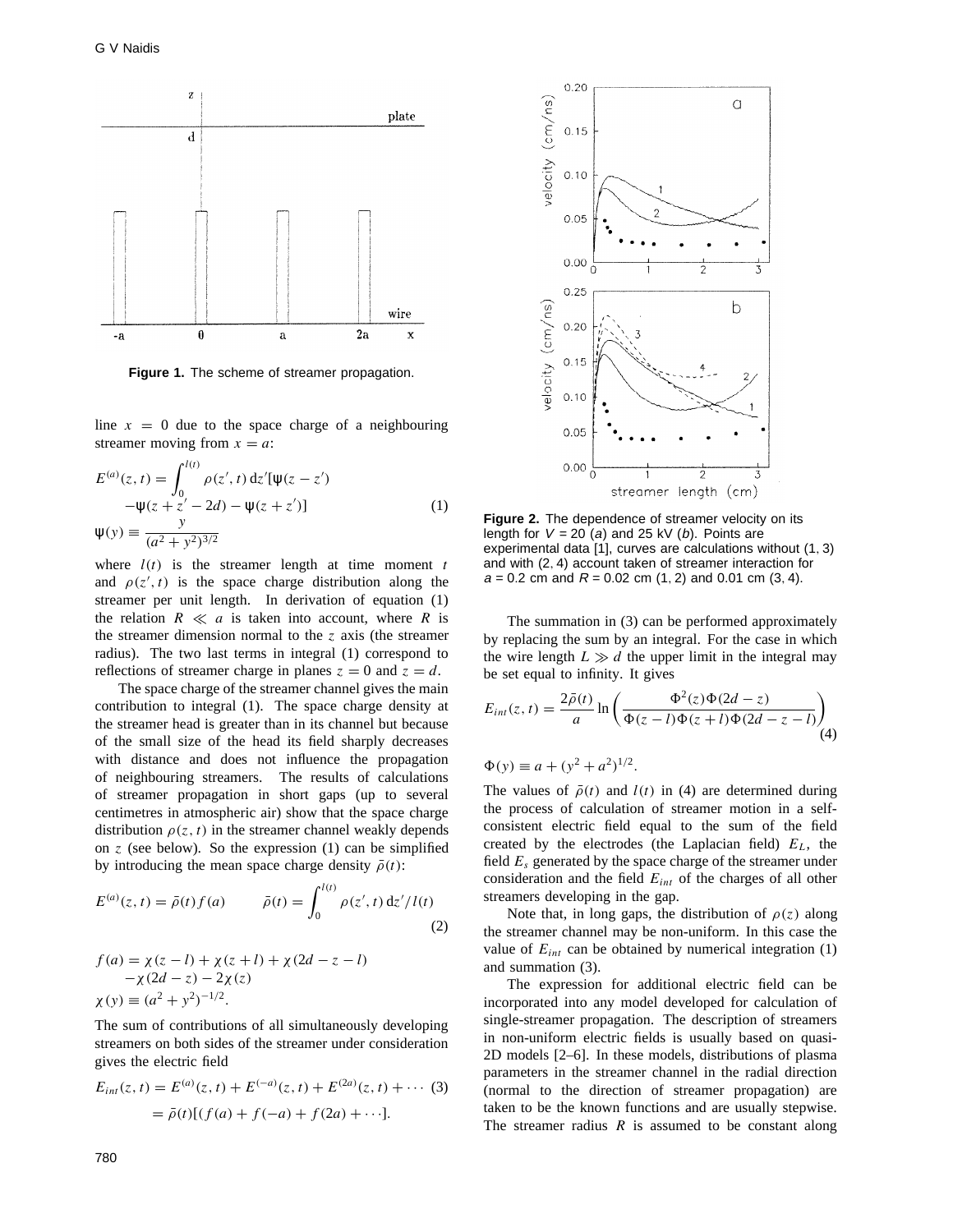Figure 1. The scheme of streamer propagation.

line $x = 0$ due to the space charge of a neighbouring streamer moving from $x = a$:

$$E^{(a)}(z,t) = \int_0^{l(t)} \rho(z',t)\,\mathrm{d}z'[\psi(z-z') - \psi(z+z'-2d) - \psi(z+z')] \qquad (1)$$

$$\psi(y) \equiv \frac{y}{(a^2+y^2)^{3/2}}$$

where $l(t)$ is the streamer length at time moment $t$ and $\rho(z',t)$ is the space charge distribution along the streamer per unit length. In derivation of equation (1) the relation $R \ll a$ is taken into account, where $R$ is the streamer dimension normal to the $z$ axis (the streamer radius). The two last terms in integral (1) correspond to reflections of streamer charge in planes $z = 0$ and $z = d$.

The space charge of the streamer channel gives the main contribution to integral (1). The space charge density at the streamer head is greater than in its channel but because of the small size of the head its field sharply decreases with distance and does not influence the propagation of neighbouring streamers. The results of calculations of streamer propagation in short gaps (up to several centimetres in atmospheric air) show that the space charge distribution $\rho(z,t)$ in the streamer channel weakly depends on $z$ (see below). So the expression (1) can be simplified by introducing the mean space charge density $\bar{\rho}(t)$:

$$E^{(a)}(z,t) = \bar{\rho}(t) f(a) \qquad \bar{\rho}(t) = \int_0^{l(t)} \rho(z',t)\,\mathrm{d}z'/l(t) \qquad (2)$$

$$f(a) = \chi(z-l) + \chi(z+l) + \chi(2d-z-l) - \chi(2d-z) - 2\chi(z)$$

$$\chi(y) \equiv (a^2+y^2)^{-1/2}.$$

The sum of contributions of all simultaneously developing streamers on both sides of the streamer under consideration gives the electric field

$$E_{int}(z,t) = E^{(a)}(z,t) + E^{(-a)}(z,t) + E^{(2a)}(z,t) + \cdots = \bar{\rho}(t)[(f(a) + f(-a) + f(2a) + \cdots]. \qquad (3)$$

Figure 2. The dependence of streamer velocity on its length for $V$ = 20 (*a*) and 25 kV (*b*). Points are experimental data [1], curves are calculations without (1, 3) and with (2, 4) account taken of streamer interaction for $a$ = 0.2 cm and $R$ = 0.02 cm (1, 2) and 0.01 cm (3, 4).

The summation in (3) can be performed approximately by replacing the sum by an integral. For the case in which the wire length $L \gg d$ the upper limit in the integral may be set equal to infinity. It gives

$$E_{int}(z,t) = \frac{2\bar{\rho}(t)}{a} \ln\left(\frac{\Phi^2(z)\Phi(2d-z)}{\Phi(z-l)\Phi(z+l)\Phi(2d-z-l)}\right) \qquad (4)$$

$$\Phi(y) \equiv a + (y^2+a^2)^{1/2}.$$

The values of $\bar{\rho}(t)$ and $l(t)$ in (4) are determined during the process of calculation of streamer motion in a self-consistent electric field equal to the sum of the field created by the electrodes (the Laplacian field) $E_L$, the field $E_s$ generated by the space charge of the streamer under consideration and the field $E_{int}$ of the charges of all other streamers developing in the gap.

Note that, in long gaps, the distribution of $\rho(z)$ along the streamer channel may be non-uniform. In this case the value of $E_{int}$ can be obtained by numerical integration (1) and summation (3).

The expression for additional electric field can be incorporated into any model developed for calculation of single-streamer propagation. The description of streamers in non-uniform electric fields is usually based on quasi-2D models [2–6]. In these models, distributions of plasma parameters in the streamer channel in the radial direction (normal to the direction of streamer propagation) are taken to be the known functions and are usually stepwise. The streamer radius $R$ is assumed to be constant along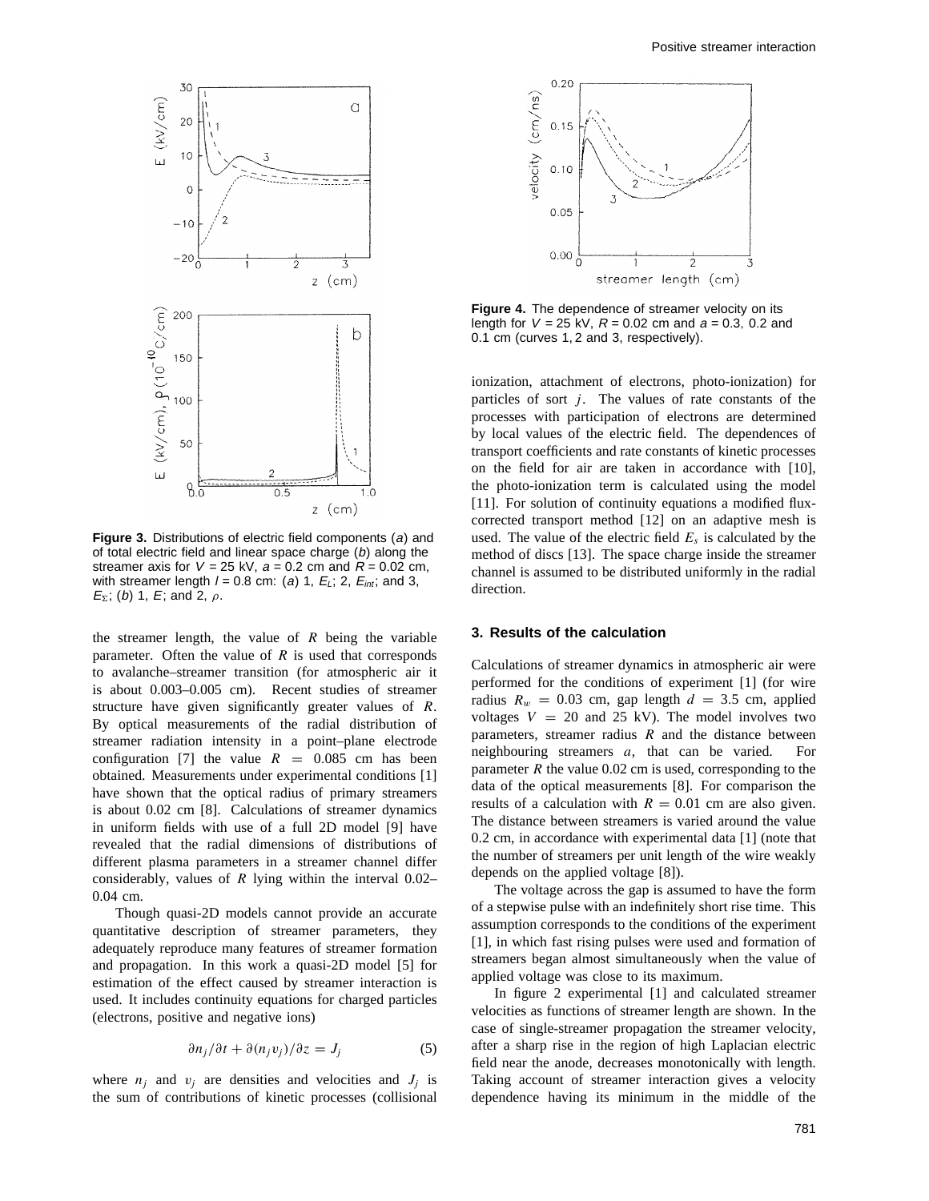**Figure 3.** Distributions of electric field components (*a*) and of total electric field and linear space charge (*b*) along the streamer axis for $V$ = 25 kV, $a$ = 0.2 cm and $R$ = 0.02 cm, with streamer length $l$ = 0.8 cm: (*a*) 1, $E_L$; 2, $E_{int}$; and 3, $E_\Sigma$; (*b*) 1, $E$; and 2, $\rho$.

the streamer length, the value of $R$ being the variable parameter. Often the value of $R$ is used that corresponds to avalanche–streamer transition (for atmospheric air it is about 0.003–0.005 cm). Recent studies of streamer structure have given significantly greater values of $R$. By optical measurements of the radial distribution of streamer radiation intensity in a point–plane electrode configuration [7] the value $R = 0.085$ cm has been obtained. Measurements under experimental conditions [1] have shown that the optical radius of primary streamers is about 0.02 cm [8]. Calculations of streamer dynamics in uniform fields with use of a full 2D model [9] have revealed that the radial dimensions of distributions of different plasma parameters in a streamer channel differ considerably, values of $R$ lying within the interval 0.02–0.04 cm.

Though quasi-2D models cannot provide an accurate quantitative description of streamer parameters, they adequately reproduce many features of streamer formation and propagation. In this work a quasi-2D model [5] for estimation of the effect caused by streamer interaction is used. It includes continuity equations for charged particles (electrons, positive and negative ions)

$$\partial n_j/\partial t + \partial(n_j v_j)/\partial z = J_j \tag{5}$$

where $n_j$ and $v_j$ are densities and velocities and $J_j$ is the sum of contributions of kinetic processes (collisional ionization, attachment of electrons, photo-ionization) for particles of sort $j$. The values of rate constants of the processes with participation of electrons are determined by local values of the electric field. The dependences of transport coefficients and rate constants of kinetic processes on the field for air are taken in accordance with [10], the photo-ionization term is calculated using the model [11]. For solution of continuity equations a modified flux-corrected transport method [12] on an adaptive mesh is used. The value of the electric field $E_s$ is calculated by the method of discs [13]. The space charge inside the streamer channel is assumed to be distributed uniformly in the radial direction.

**Figure 4.** The dependence of streamer velocity on its length for $V$ = 25 kV, $R$ = 0.02 cm and $a$ = 0.3, 0.2 and 0.1 cm (curves 1, 2 and 3, respectively).

## 3. Results of the calculation

Calculations of streamer dynamics in atmospheric air were performed for the conditions of experiment [1] (for wire radius $R_w = 0.03$ cm, gap length $d = 3.5$ cm, applied voltages $V = 20$ and 25 kV). The model involves two parameters, streamer radius $R$ and the distance between neighbouring streamers $a$, that can be varied. For parameter $R$ the value 0.02 cm is used, corresponding to the data of the optical measurements [8]. For comparison the results of a calculation with $R = 0.01$ cm are also given. The distance between streamers is varied around the value 0.2 cm, in accordance with experimental data [1] (note that the number of streamers per unit length of the wire weakly depends on the applied voltage [8]).

The voltage across the gap is assumed to have the form of a stepwise pulse with an indefinitely short rise time. This assumption corresponds to the conditions of the experiment [1], in which fast rising pulses were used and formation of streamers began almost simultaneously when the value of applied voltage was close to its maximum.

In figure 2 experimental [1] and calculated streamer velocities as functions of streamer length are shown. In the case of single-streamer propagation the streamer velocity, after a sharp rise in the region of high Laplacian electric field near the anode, decreases monotonically with length. Taking account of streamer interaction gives a velocity dependence having its minimum in the middle of the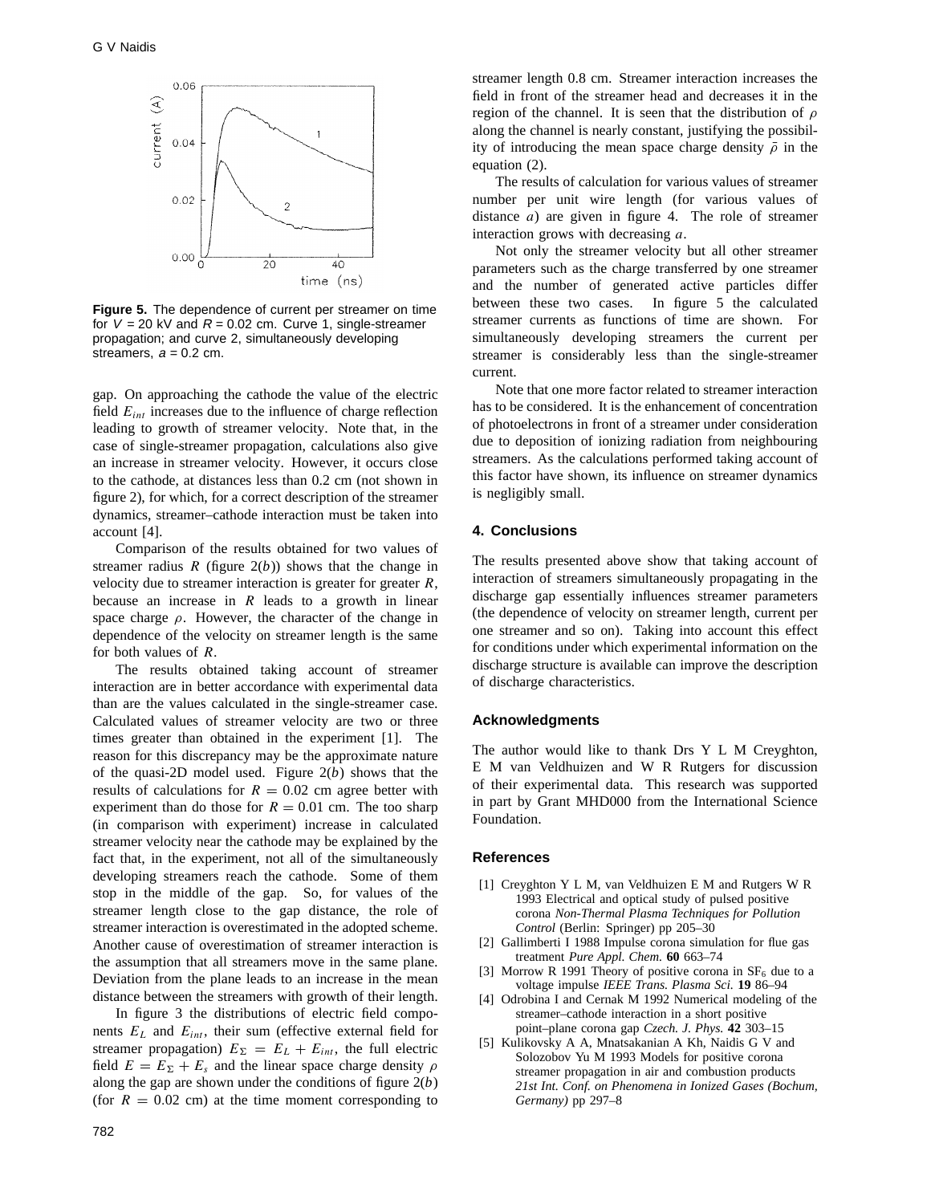**Figure 5.** The dependence of current per streamer on time for $V$ = 20 kV and $R$ = 0.02 cm. Curve 1, single-streamer propagation; and curve 2, simultaneously developing streamers, $a$ = 0.2 cm.

gap. On approaching the cathode the value of the electric field $E_{int}$ increases due to the influence of charge reflection leading to growth of streamer velocity. Note that, in the case of single-streamer propagation, calculations also give an increase in streamer velocity. However, it occurs close to the cathode, at distances less than 0.2 cm (not shown in figure 2), for which, for a correct description of the streamer dynamics, streamer–cathode interaction must be taken into account [4].

Comparison of the results obtained for two values of streamer radius $R$ (figure 2($b$)) shows that the change in velocity due to streamer interaction is greater for greater $R$, because an increase in $R$ leads to a growth in linear space charge $\rho$. However, the character of the change in dependence of the velocity on streamer length is the same for both values of $R$.

The results obtained taking account of streamer interaction are in better accordance with experimental data than are the values calculated in the single-streamer case. Calculated values of streamer velocity are two or three times greater than obtained in the experiment [1]. The reason for this discrepancy may be the approximate nature of the quasi-2D model used. Figure 2($b$) shows that the results of calculations for $R = 0.02$ cm agree better with experiment than do those for $R = 0.01$ cm. The too sharp (in comparison with experiment) increase in calculated streamer velocity near the cathode may be explained by the fact that, in the experiment, not all of the simultaneously developing streamers reach the cathode. Some of them stop in the middle of the gap. So, for values of the streamer length close to the gap distance, the role of streamer interaction is overestimated in the adopted scheme. Another cause of overestimation of streamer interaction is the assumption that all streamers move in the same plane. Deviation from the plane leads to an increase in the mean distance between the streamers with growth of their length.

In figure 3 the distributions of electric field components $E_L$ and $E_{int}$, their sum (effective external field for streamer propagation) $E_\Sigma = E_L + E_{int}$, the full electric field $E = E_\Sigma + E_s$ and the linear space charge density $\rho$ along the gap are shown under the conditions of figure 2($b$) (for $R = 0.02$ cm) at the time moment corresponding to streamer length 0.8 cm. Streamer interaction increases the field in front of the streamer head and decreases it in the region of the channel. It is seen that the distribution of $\rho$ along the channel is nearly constant, justifying the possibility of introducing the mean space charge density $\bar{\rho}$ in the equation (2).

The results of calculation for various values of streamer number per unit wire length (for various values of distance $a$) are given in figure 4. The role of streamer interaction grows with decreasing $a$.

Not only the streamer velocity but all other streamer parameters such as the charge transferred by one streamer and the number of generated active particles differ between these two cases. In figure 5 the calculated streamer currents as functions of time are shown. For simultaneously developing streamers the current per streamer is considerably less than the single-streamer current.

Note that one more factor related to streamer interaction has to be considered. It is the enhancement of concentration of photoelectrons in front of a streamer under consideration due to deposition of ionizing radiation from neighbouring streamers. As the calculations performed taking account of this factor have shown, its influence on streamer dynamics is negligibly small.

## 4. Conclusions

The results presented above show that taking account of interaction of streamers simultaneously propagating in the discharge gap essentially influences streamer parameters (the dependence of velocity on streamer length, current per one streamer and so on). Taking into account this effect for conditions under which experimental information on the discharge structure is available can improve the description of discharge characteristics.

## Acknowledgments

The author would like to thank Drs Y L M Creyghton, E M van Veldhuizen and W R Rutgers for discussion of their experimental data. This research was supported in part by Grant MHD000 from the International Science Foundation.

## References

[1] Creyghton Y L M, van Veldhuizen E M and Rutgers W R 1993 Electrical and optical study of pulsed positive corona *Non-Thermal Plasma Techniques for Pollution Control* (Berlin: Springer) pp 205–30

[2] Gallimberti I 1988 Impulse corona simulation for flue gas treatment *Pure Appl. Chem.* **60** 663–74

[3] Morrow R 1991 Theory of positive corona in $SF_6$ due to a voltage impulse *IEEE Trans. Plasma Sci.* **19** 86–94

[4] Odrobina I and Cernak M 1992 Numerical modeling of the streamer–cathode interaction in a short positive point–plane corona gap *Czech. J. Phys.* **42** 303–15

[5] Kulikovsky A A, Mnatsakanian A Kh, Naidis G V and Solozobov Yu M 1993 Models for positive corona streamer propagation in air and combustion products *21st Int. Conf. on Phenomena in Ionized Gases (Bochum, Germany)* pp 297–8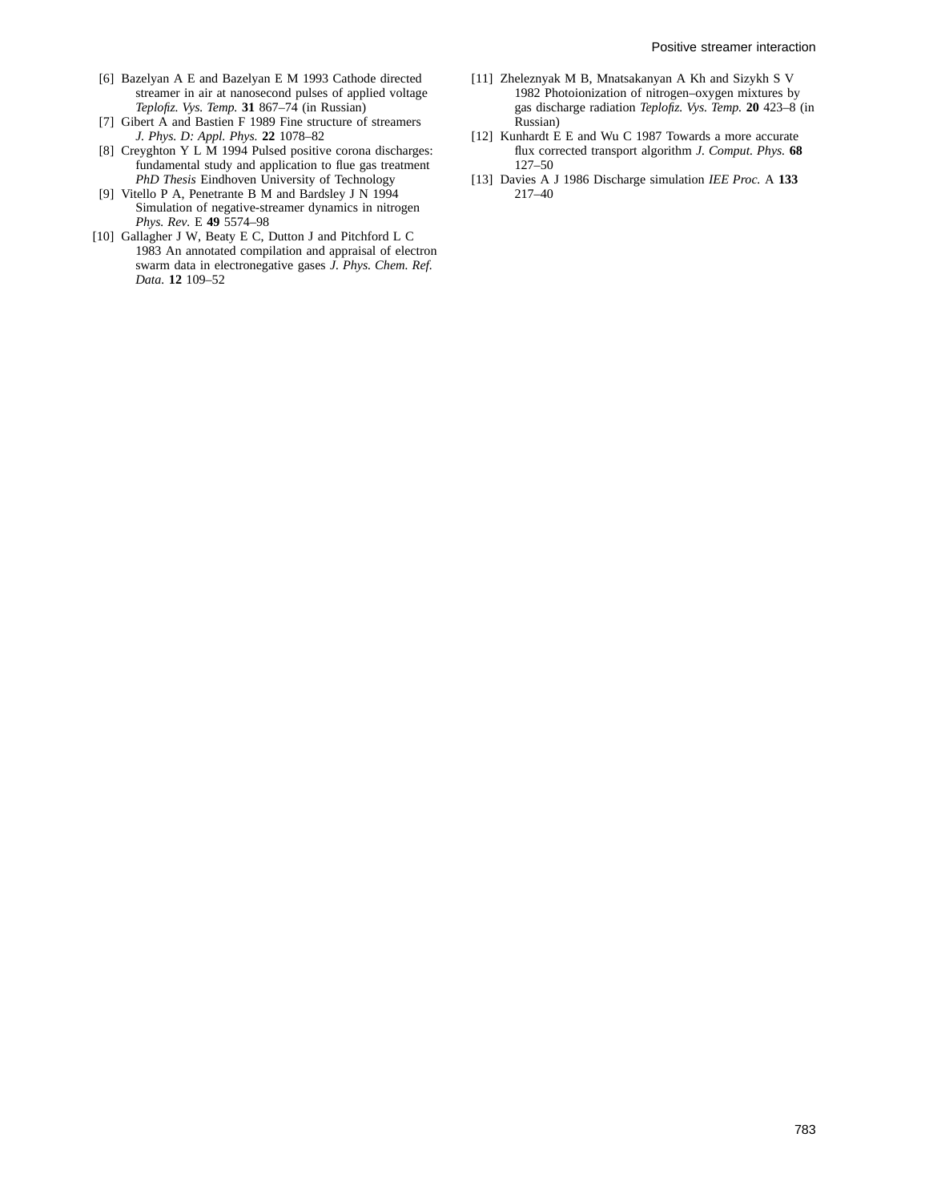[6] Bazelyan A E and Bazelyan E M 1993 Cathode directed streamer in air at nanosecond pulses of applied voltage *Teplofiz. Vys. Temp.* **31** 867–74 (in Russian)

[7] Gibert A and Bastien F 1989 Fine structure of streamers *J. Phys. D: Appl. Phys.* **22** 1078–82

[8] Creyghton Y L M 1994 Pulsed positive corona discharges: fundamental study and application to flue gas treatment *PhD Thesis* Eindhoven University of Technology

[9] Vitello P A, Penetrante B M and Bardsley J N 1994 Simulation of negative-streamer dynamics in nitrogen *Phys. Rev.* E **49** 5574–98

[10] Gallagher J W, Beaty E C, Dutton J and Pitchford L C 1983 An annotated compilation and appraisal of electron swarm data in electronegative gases *J. Phys. Chem. Ref. Data.* **12** 109–52

[11] Zheleznyak M B, Mnatsakanyan A Kh and Sizykh S V 1982 Photoionization of nitrogen–oxygen mixtures by gas discharge radiation *Teplofiz. Vys. Temp.* **20** 423–8 (in Russian)

[12] Kunhardt E E and Wu C 1987 Towards a more accurate flux corrected transport algorithm *J. Comput. Phys.* **68** 127–50

[13] Davies A J 1986 Discharge simulation *IEE Proc.* A **133** 217–40